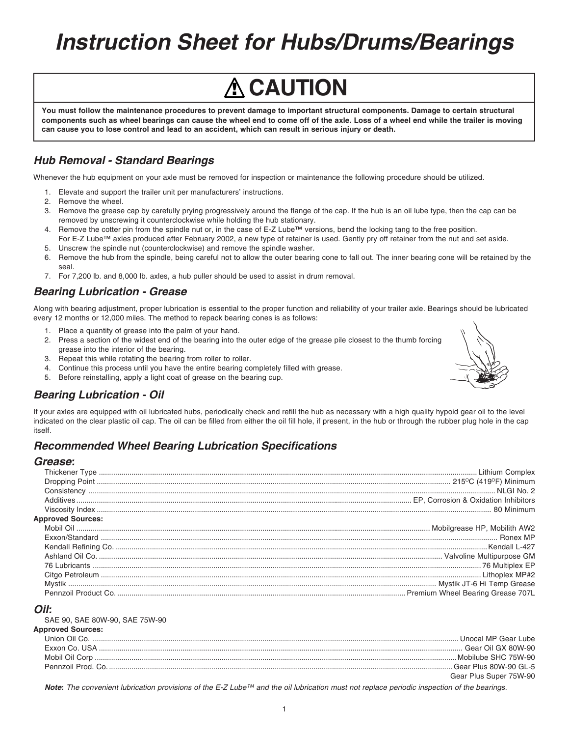# *Instruction Sheet for Hubs/Drums/Bearings*

## ⚠ CAUTION

**You must follow the maintenance procedures to prevent damage to important structural components. Damage to certain structural components such as wheel bearings can cause the wheel end to come off of the axle. Loss of a wheel end while the trailer is moving can cause you to lose control and lead to an accident, which can result in serious injury or death.**

### *Hub Removal - Standard Bearings*

Whenever the hub equipment on your axle must be removed for inspection or maintenance the following procedure should be utilized.

1. Elevate and support the trailer unit per manufacturers' instructions.
2. Remove the wheel.
3. Remove the grease cap by carefully prying progressively around the flange of the cap. If the hub is an oil lube type, then the cap can be removed by unscrewing it counterclockwise while holding the hub stationary.
4. Remove the cotter pin from the spindle nut or, in the case of E-Z Lube™ versions, bend the locking tang to the free position. For E-Z Lube™ axles produced after February 2002, a new type of retainer is used. Gently pry off retainer from the nut and set aside.
5. Unscrew the spindle nut (counterclockwise) and remove the spindle washer.
6. Remove the hub from the spindle, being careful not to allow the outer bearing cone to fall out. The inner bearing cone will be retained by the seal.
7. For 7,200 lb. and 8,000 lb. axles, a hub puller should be used to assist in drum removal.

### *Bearing Lubrication - Grease*

Along with bearing adjustment, proper lubrication is essential to the proper function and reliability of your trailer axle. Bearings should be lubricated every 12 months or 12,000 miles. The method to repack bearing cones is as follows:

1. Place a quantity of grease into the palm of your hand.
2. Press a section of the widest end of the bearing into the outer edge of the grease pile closest to the thumb forcing grease into the interior of the bearing.
3. Repeat this while rotating the bearing from roller to roller.
4. Continue this process until you have the entire bearing completely filled with grease.
5. Before reinstalling, apply a light coat of grease on the bearing cup.

### *Bearing Lubrication - Oil*

If your axles are equipped with oil lubricated hubs, periodically check and refill the hub as necessary with a high quality hypoid gear oil to the level indicated on the clear plastic oil cap. The oil can be filled from either the oil fill hole, if present, in the hub or through the rubber plug hole in the cap itself.

### *Recommended Wheel Bearing Lubrication Specifications*

#### *Grease:*

| | |
|---|---|
| Thickener Type | Lithium Complex |
| Dropping Point | 215°C (419°F) Minimum |
| Consistency | NLGI No. 2 |
| Additives | EP, Corrosion & Oxidation Inhibitors |
| Viscosity Index | 80 Minimum |

**Approved Sources:**

| | |
|---|---|
| Mobil Oil | Mobilgrease HP, Mobilith AW2 |
| Exxon/Standard | Ronex MP |
| Kendall Refining Co. | Kendall L-427 |
| Ashland Oil Co. | Valvoline Multipurpose GM |
| 76 Lubricants | 76 Multiplex EP |
| Citgo Petroleum | Lithoplex MP#2 |
| Mystik | Mystik JT-6 Hi Temp Grease |
| Pennzoil Product Co. | Premium Wheel Bearing Grease 707L |

#### *Oil:*

SAE 90, SAE 80W-90, SAE 75W-90

**Approved Sources:**

| | |
|---|---|
| Union Oil Co. | Unocal MP Gear Lube |
| Exxon Co. USA | Gear Oil GX 80W-90 |
| Mobil Oil Corp | Mobilube SHC 75W-90 |
| Pennzoil Prod. Co. | Gear Plus 80W-90 GL-5<br>Gear Plus Super 75W-90 |

***Note**: The convenient lubrication provisions of the E-Z Lube™ and the oil lubrication must not replace periodic inspection of the bearings.*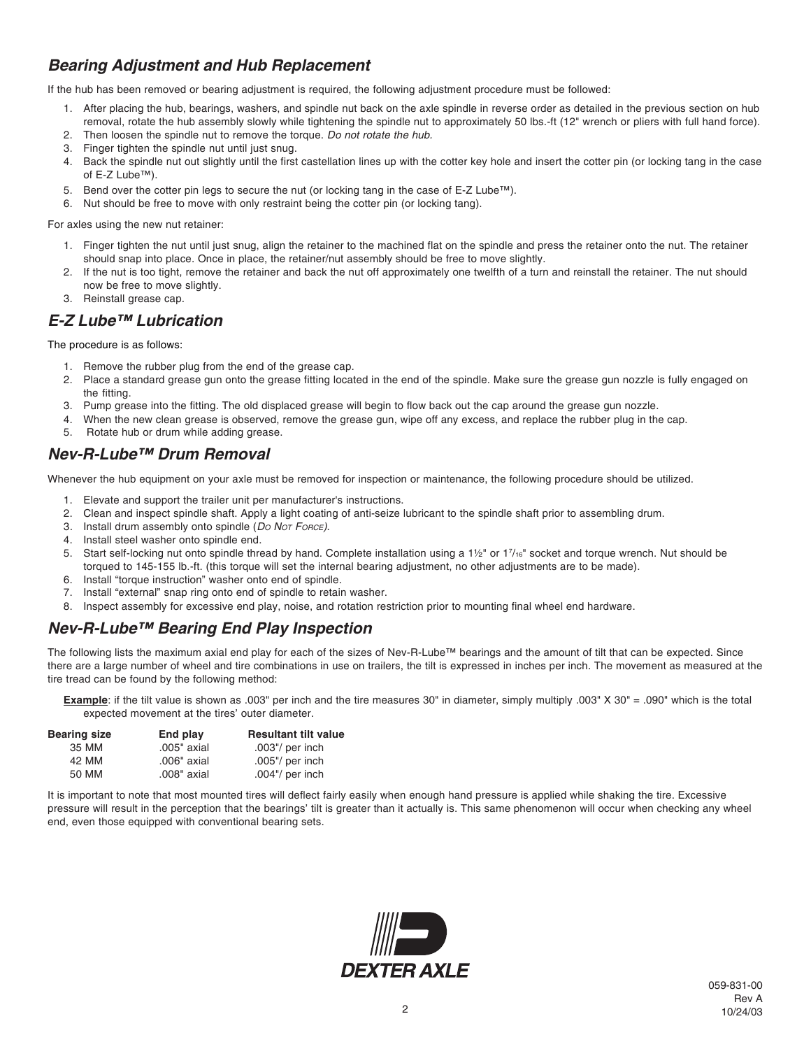## *Bearing Adjustment and Hub Replacement*

If the hub has been removed or bearing adjustment is required, the following adjustment procedure must be followed:

1. After placing the hub, bearings, washers, and spindle nut back on the axle spindle in reverse order as detailed in the previous section on hub removal, rotate the hub assembly slowly while tightening the spindle nut to approximately 50 lbs.-ft (12" wrench or pliers with full hand force).
2. Then loosen the spindle nut to remove the torque. *Do not rotate the hub.*
3. Finger tighten the spindle nut until just snug.
4. Back the spindle nut out slightly until the first castellation lines up with the cotter key hole and insert the cotter pin (or locking tang in the case of E-Z Lube™).
5. Bend over the cotter pin legs to secure the nut (or locking tang in the case of E-Z Lube™).
6. Nut should be free to move with only restraint being the cotter pin (or locking tang).

For axles using the new nut retainer:

1. Finger tighten the nut until just snug, align the retainer to the machined flat on the spindle and press the retainer onto the nut. The retainer should snap into place. Once in place, the retainer/nut assembly should be free to move slightly.
2. If the nut is too tight, remove the retainer and back the nut off approximately one twelfth of a turn and reinstall the retainer. The nut should now be free to move slightly.
3. Reinstall grease cap.

## *E-Z Lube™ Lubrication*

The procedure is as follows:

1. Remove the rubber plug from the end of the grease cap.
2. Place a standard grease gun onto the grease fitting located in the end of the spindle. Make sure the grease gun nozzle is fully engaged on the fitting.
3. Pump grease into the fitting. The old displaced grease will begin to flow back out the cap around the grease gun nozzle.
4. When the new clean grease is observed, remove the grease gun, wipe off any excess, and replace the rubber plug in the cap.
5. Rotate hub or drum while adding grease.

## *Nev-R-Lube™ Drum Removal*

Whenever the hub equipment on your axle must be removed for inspection or maintenance, the following procedure should be utilized.

1. Elevate and support the trailer unit per manufacturer's instructions.
2. Clean and inspect spindle shaft. Apply a light coating of anti-seize lubricant to the spindle shaft prior to assembling drum.
3. Install drum assembly onto spindle (*Do Not Force).*
4. Install steel washer onto spindle end.
5. Start self-locking nut onto spindle thread by hand. Complete installation using a 1½" or 1$^{7}/_{16}$" socket and torque wrench. Nut should be torqued to 145-155 lb.-ft. (this torque will set the internal bearing adjustment, no other adjustments are to be made).
6. Install "torque instruction" washer onto end of spindle.
7. Install "external" snap ring onto end of spindle to retain washer.
8. Inspect assembly for excessive end play, noise, and rotation restriction prior to mounting final wheel end hardware.

## *Nev-R-Lube™ Bearing End Play Inspection*

The following lists the maximum axial end play for each of the sizes of Nev-R-Lube™ bearings and the amount of tilt that can be expected. Since there are a large number of wheel and tire combinations in use on trailers, the tilt is expressed in inches per inch. The movement as measured at the tire tread can be found by the following method:

**Example**: if the tilt value is shown as .003" per inch and the tire measures 30" in diameter, simply multiply .003" X 30" = .090" which is the total expected movement at the tires' outer diameter.

| Bearing size | End play | Resultant tilt value |
|---|---|---|
| 35 MM | .005" axial | .003"/ per inch |
| 42 MM | .006" axial | .005"/ per inch |
| 50 MM | .008" axial | .004"/ per inch |

It is important to note that most mounted tires will deflect fairly easily when enough hand pressure is applied while shaking the tire. Excessive pressure will result in the perception that the bearings' tilt is greater than it actually is. This same phenomenon will occur when checking any wheel end, even those equipped with conventional bearing sets.

DEXTER AXLE

059-831-00
Rev A
10/24/03